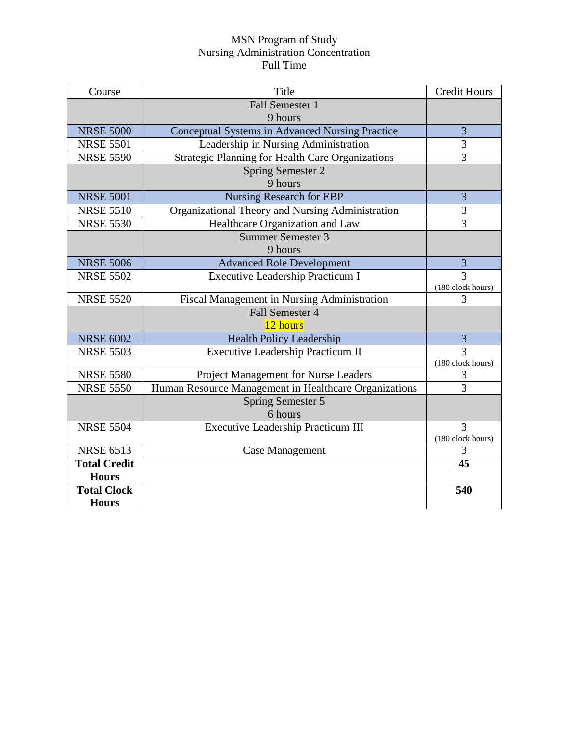# MSN Program of Study
## Nursing Administration Concentration
## Full Time

| Course | Title | Credit Hours |
|---|---|---|
| | Fall Semester 1<br>9 hours | |
| NRSE 5000 | Conceptual Systems in Advanced Nursing Practice | 3 |
| NRSE 5501 | Leadership in Nursing Administration | 3 |
| NRSE 5590 | Strategic Planning for Health Care Organizations | 3 |
| | Spring Semester 2<br>9 hours | |
| NRSE 5001 | Nursing Research for EBP | 3 |
| NRSE 5510 | Organizational Theory and Nursing Administration | 3 |
| NRSE 5530 | Healthcare Organization and Law | 3 |
| | Summer Semester 3<br>9 hours | |
| NRSE 5006 | Advanced Role Development | 3 |
| NRSE 5502 | Executive Leadership Practicum I | 3<br>(180 clock hours) |
| NRSE 5520 | Fiscal Management in Nursing Administration | 3 |
| | Fall Semester 4<br>12 hours | |
| NRSE 6002 | Health Policy Leadership | 3 |
| NRSE 5503 | Executive Leadership Practicum II | 3<br>(180 clock hours) |
| NRSE 5580 | Project Management for Nurse Leaders | 3 |
| NRSE 5550 | Human Resource Management in Healthcare Organizations | 3 |
| | Spring Semester 5<br>6 hours | |
| NRSE 5504 | Executive Leadership Practicum III | 3<br>(180 clock hours) |
| NRSE 6513 | Case Management | 3 |
| **Total Credit Hours** | | **45** |
| **Total Clock Hours** | | **540** |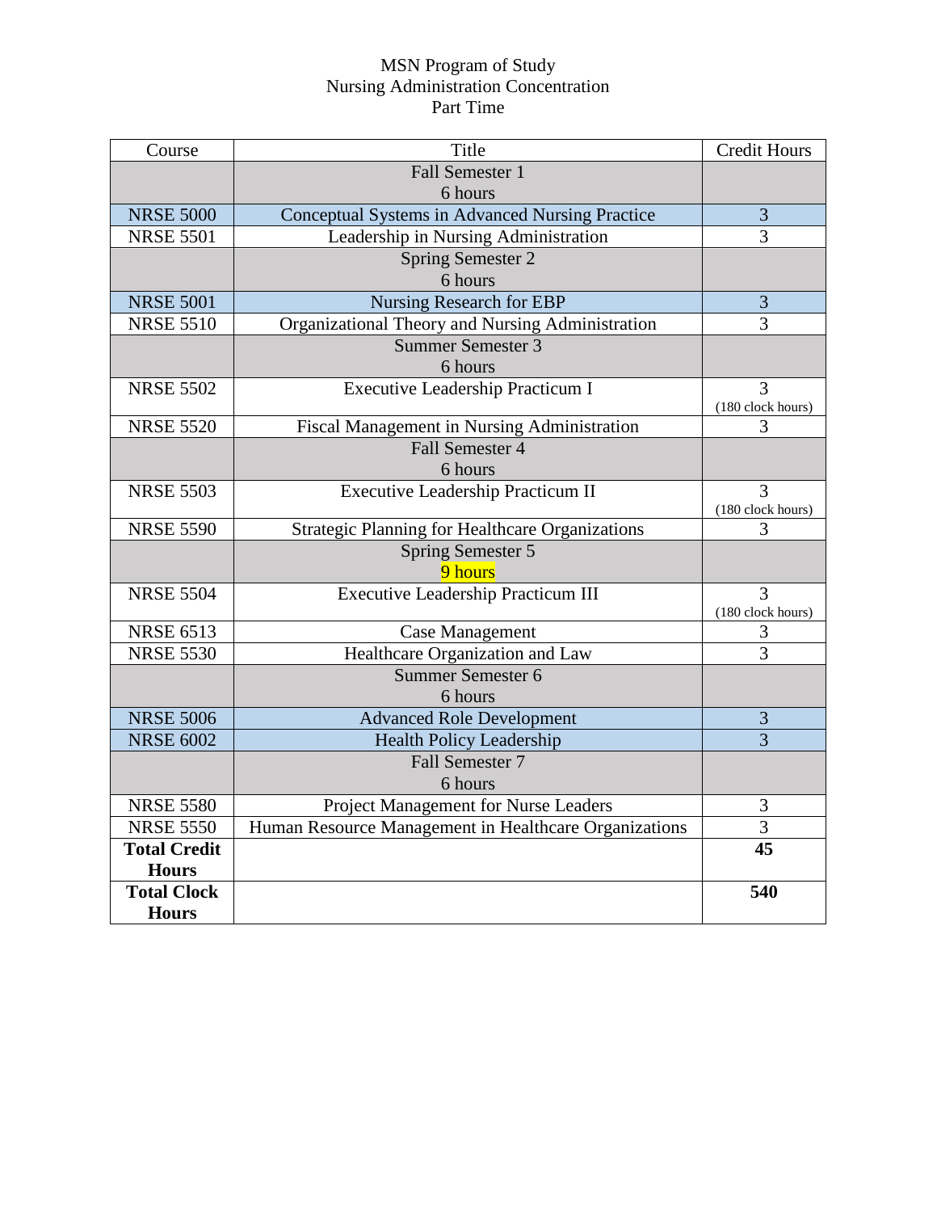MSN Program of Study
Nursing Administration Concentration
Part Time

| Course | Title | Credit Hours |
|---|---|---|
| | Fall Semester 1<br>6 hours | |
| NRSE 5000 | Conceptual Systems in Advanced Nursing Practice | 3 |
| NRSE 5501 | Leadership in Nursing Administration | 3 |
| | Spring Semester 2<br>6 hours | |
| NRSE 5001 | Nursing Research for EBP | 3 |
| NRSE 5510 | Organizational Theory and Nursing Administration | 3 |
| | Summer Semester 3<br>6 hours | |
| NRSE 5502 | Executive Leadership Practicum I | 3<br>(180 clock hours) |
| NRSE 5520 | Fiscal Management in Nursing Administration | 3 |
| | Fall Semester 4<br>6 hours | |
| NRSE 5503 | Executive Leadership Practicum II | 3<br>(180 clock hours) |
| NRSE 5590 | Strategic Planning for Healthcare Organizations | 3 |
| | Spring Semester 5<br>9 hours | |
| NRSE 5504 | Executive Leadership Practicum III | 3<br>(180 clock hours) |
| NRSE 6513 | Case Management | 3 |
| NRSE 5530 | Healthcare Organization and Law | 3 |
| | Summer Semester 6<br>6 hours | |
| NRSE 5006 | Advanced Role Development | 3 |
| NRSE 6002 | Health Policy Leadership | 3 |
| | Fall Semester 7<br>6 hours | |
| NRSE 5580 | Project Management for Nurse Leaders | 3 |
| NRSE 5550 | Human Resource Management in Healthcare Organizations | 3 |
| **Total Credit Hours** | | **45** |
| **Total Clock Hours** | | **540** |